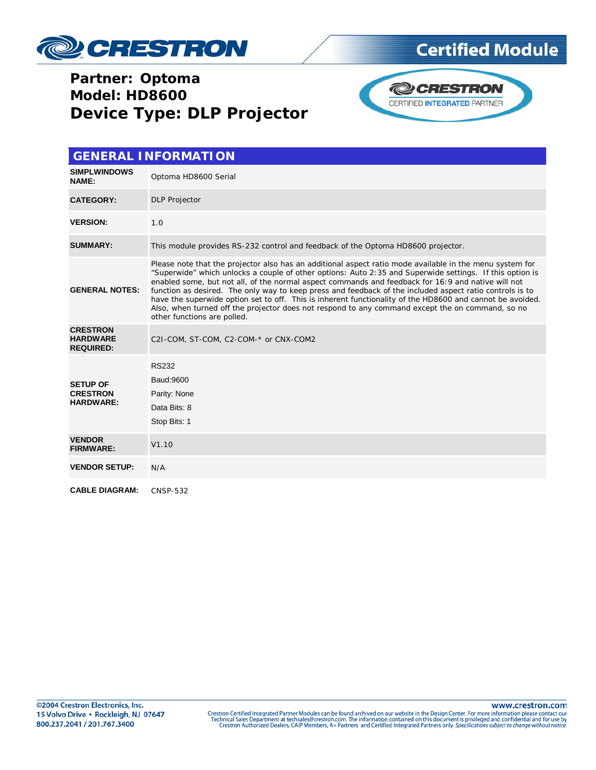# Partner: Optoma
# Model: HD8600
# Device Type: DLP Projector

## GENERAL INFORMATION

| | |
|---|---|
| **SIMPLWINDOWS NAME:** | Optoma HD8600 Serial |
| **CATEGORY:** | DLP Projector |
| **VERSION:** | 1.0 |
| **SUMMARY:** | This module provides RS-232 control and feedback of the Optoma HD8600 projector. |
| **GENERAL NOTES:** | Please note that the projector also has an additional aspect ratio mode available in the menu system for "Superwide" which unlocks a couple of other options: Auto 2:35 and Superwide settings. If this option is enabled some, but not all, of the normal aspect commands and feedback for 16:9 and native will not function as desired. The only way to keep press and feedback of the included aspect ratio controls is to have the superwide option set to off. This is inherent functionality of the HD8600 and cannot be avoided. Also, when turned off the projector does not respond to any command except the on command, so no other functions are polled. |
| **CRESTRON HARDWARE REQUIRED:** | C2I-COM, ST-COM, C2-COM-* or CNX-COM2 |
| **SETUP OF CRESTRON HARDWARE:** | RS232<br>Baud:9600<br>Parity: None<br>Data Bits: 8<br>Stop Bits: 1 |
| **VENDOR FIRMWARE:** | V1.10 |
| **VENDOR SETUP:** | N/A |
| **CABLE DIAGRAM:** | CNSP-532 |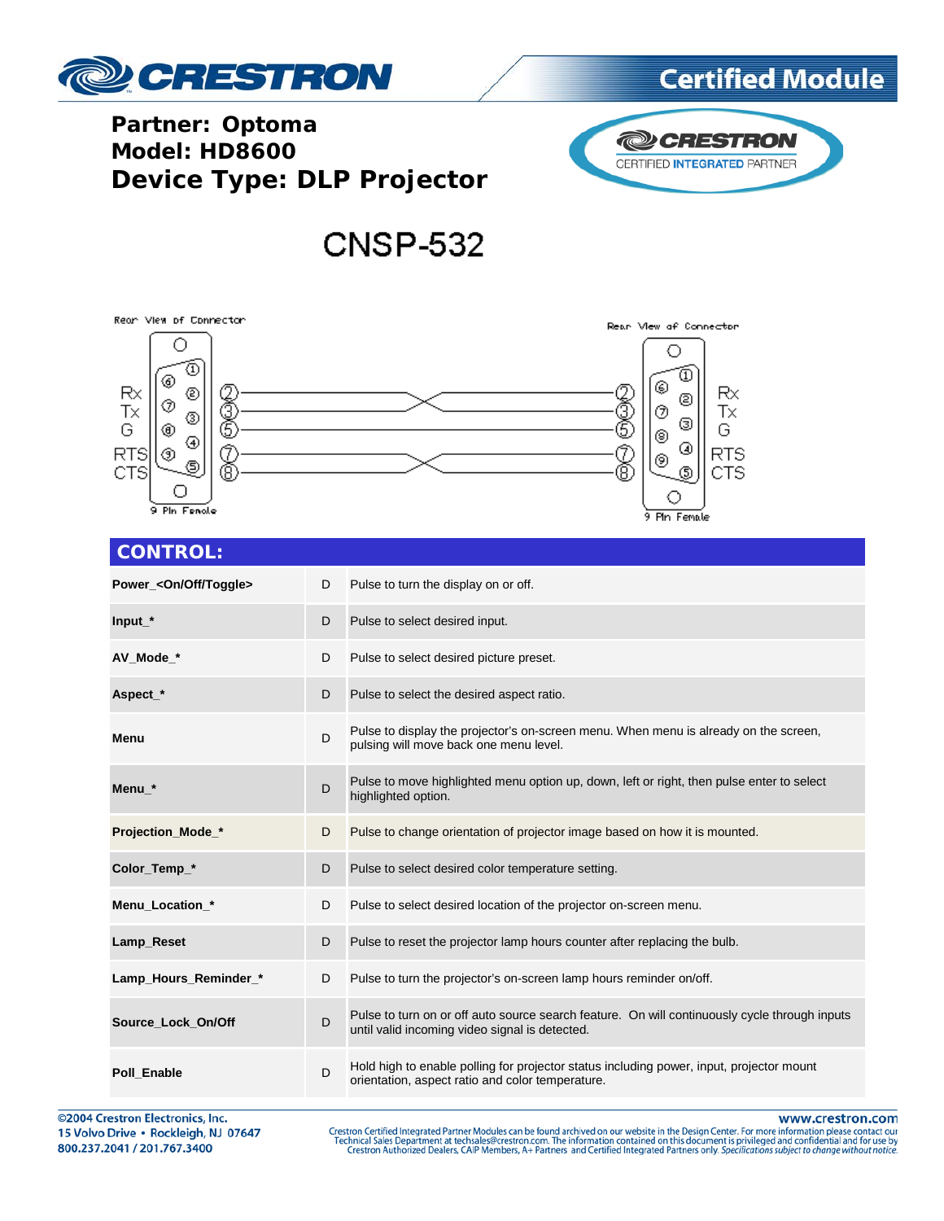**Partner: Optoma**
**Model: HD8600**
**Device Type: DLP Projector**

# CNSP-532

Rear View of Connector

Rx 2 — 3 Rx
Tx 3 — 2 Tx
G 5 — 5 G
RTS 7 — 8 CTS
CTS 8 — 7 RTS

9 Pin Female — 9 Pin Female

## CONTROL:

| | | |
|---|---|---|
| **Power_<On/Off/Toggle>** | D | Pulse to turn the display on or off. |
| **Input_*** | D | Pulse to select desired input. |
| **AV_Mode_*** | D | Pulse to select desired picture preset. |
| **Aspect_*** | D | Pulse to select the desired aspect ratio. |
| **Menu** | D | Pulse to display the projector's on-screen menu. When menu is already on the screen, pulsing will move back one menu level. |
| **Menu_*** | D | Pulse to move highlighted menu option up, down, left or right, then pulse enter to select highlighted option. |
| **Projection_Mode_*** | D | Pulse to change orientation of projector image based on how it is mounted. |
| **Color_Temp_*** | D | Pulse to select desired color temperature setting. |
| **Menu_Location_*** | D | Pulse to select desired location of the projector on-screen menu. |
| **Lamp_Reset** | D | Pulse to reset the projector lamp hours counter after replacing the bulb. |
| **Lamp_Hours_Reminder_*** | D | Pulse to turn the projector's on-screen lamp hours reminder on/off. |
| **Source_Lock_On/Off** | D | Pulse to turn on or off auto source search feature. On will continuously cycle through inputs until valid incoming video signal is detected. |
| **Poll_Enable** | D | Hold high to enable polling for projector status including power, input, projector mount orientation, aspect ratio and color temperature. |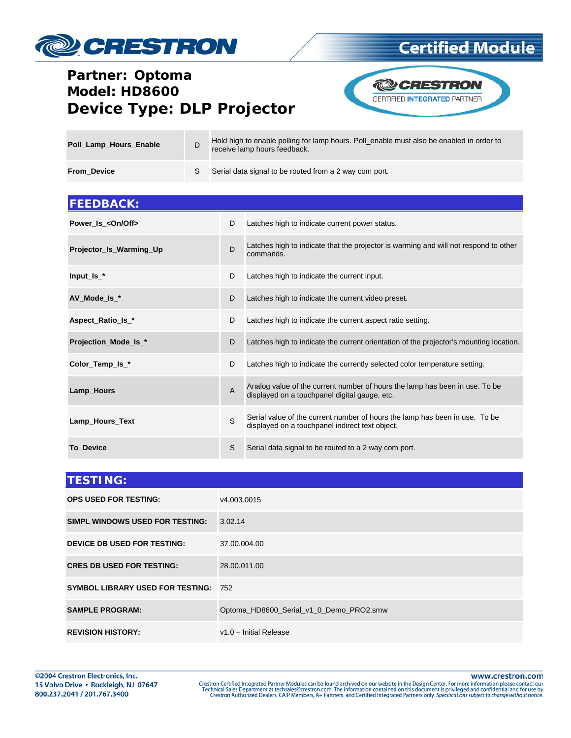| | | |
|---|---|---|
| **Poll_Lamp_Hours_Enable** | D | Hold high to enable polling for lamp hours. Poll_enable must also be enabled in order to receive lamp hours feedback. |
| **From_Device** | S | Serial data signal to be routed from a 2 way com port. |

## FEEDBACK:

| | | |
|---|---|---|
| **Power_Is_<On/Off>** | D | Latches high to indicate current power status. |
| **Projector_Is_Warming_Up** | D | Latches high to indicate that the projector is warming and will not respond to other commands. |
| **Input_Is_*** | D | Latches high to indicate the current input. |
| **AV_Mode_Is_*** | D | Latches high to indicate the current video preset. |
| **Aspect_Ratio_Is_*** | D | Latches high to indicate the current aspect ratio setting. |
| **Projection_Mode_Is_*** | D | Latches high to indicate the current orientation of the projector's mounting location. |
| **Color_Temp_Is_*** | D | Latches high to indicate the currently selected color temperature setting. |
| **Lamp_Hours** | A | Analog value of the current number of hours the lamp has been in use. To be displayed on a touchpanel digital gauge, etc. |
| **Lamp_Hours_Text** | S | Serial value of the current number of hours the lamp has been in use. To be displayed on a touchpanel indirect text object. |
| **To_Device** | S | Serial data signal to be routed to a 2 way com port. |

## TESTING:

| | |
|---|---|
| **OPS USED FOR TESTING:** | v4.003.0015 |
| **SIMPL WINDOWS USED FOR TESTING:** | 3.02.14 |
| **DEVICE DB USED FOR TESTING:** | 37.00.004.00 |
| **CRES DB USED FOR TESTING:** | 28.00.011.00 |
| **SYMBOL LIBRARY USED FOR TESTING:** | 752 |
| **SAMPLE PROGRAM:** | Optoma_HD8600_Serial_v1_0_Demo_PRO2.smw |
| **REVISION HISTORY:** | v1.0 – Initial Release |